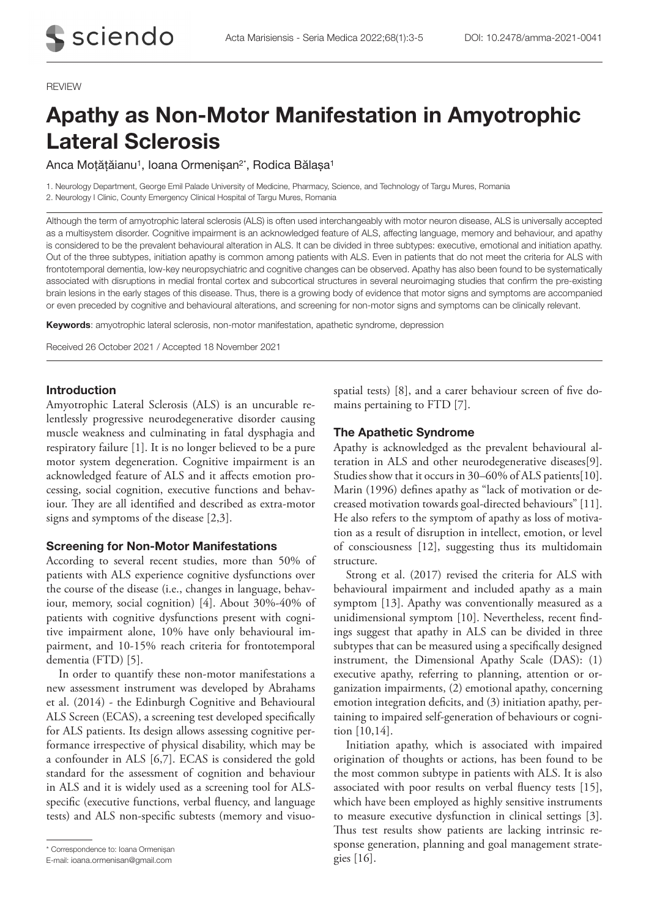REVIEW

# Apathy as Non-Motor Manifestation in Amyotrophic Lateral Sclerosis

Anca Moțățăianu[1], Ioana Ormenișan[2*], Rodica Bălașa[1]

1. Neurology Department, George Emil Palade University of Medicine, Pharmacy, Science, and Technology of Targu Mures, Romania
2. Neurology I Clinic, County Emergency Clinical Hospital of Targu Mures, Romania

Although the term of amyotrophic lateral sclerosis (ALS) is often used interchangeably with motor neuron disease, ALS is universally accepted as a multisystem disorder. Cognitive impairment is an acknowledged feature of ALS, affecting language, memory and behaviour, and apathy is considered to be the prevalent behavioural alteration in ALS. It can be divided in three subtypes: executive, emotional and initiation apathy. Out of the three subtypes, initiation apathy is common among patients with ALS. Even in patients that do not meet the criteria for ALS with frontotemporal dementia, low-key neuropsychiatric and cognitive changes can be observed. Apathy has also been found to be systematically associated with disruptions in medial frontal cortex and subcortical structures in several neuroimaging studies that confirm the pre-existing brain lesions in the early stages of this disease. Thus, there is a growing body of evidence that motor signs and symptoms are accompanied or even preceded by cognitive and behavioural alterations, and screening for non-motor signs and symptoms can be clinically relevant.

**Keywords**: amyotrophic lateral sclerosis, non-motor manifestation, apathetic syndrome, depression

Received 26 October 2021 / Accepted 18 November 2021

## Introduction

Amyotrophic Lateral Sclerosis (ALS) is an uncurable relentlessly progressive neurodegenerative disorder causing muscle weakness and culminating in fatal dysphagia and respiratory failure [1]. It is no longer believed to be a pure motor system degeneration. Cognitive impairment is an acknowledged feature of ALS and it affects emotion processing, social cognition, executive functions and behaviour. They are all identified and described as extra-motor signs and symptoms of the disease [2,3].

## Screening for Non-Motor Manifestations

According to several recent studies, more than 50% of patients with ALS experience cognitive dysfunctions over the course of the disease (i.e., changes in language, behaviour, memory, social cognition) [4]. About 30%-40% of patients with cognitive dysfunctions present with cognitive impairment alone, 10% have only behavioural impairment, and 10-15% reach criteria for frontotemporal dementia (FTD) [5].

In order to quantify these non-motor manifestations a new assessment instrument was developed by Abrahams et al. (2014) - the Edinburgh Cognitive and Behavioural ALS Screen (ECAS), a screening test developed specifically for ALS patients. Its design allows assessing cognitive performance irrespective of physical disability, which may be a confounder in ALS [6,7]. ECAS is considered the gold standard for the assessment of cognition and behaviour in ALS and it is widely used as a screening tool for ALS-specific (executive functions, verbal fluency, and language tests) and ALS non-specific subtests (memory and visuospatial tests) [8], and a carer behaviour screen of five domains pertaining to FTD [7].

## The Apathetic Syndrome

Apathy is acknowledged as the prevalent behavioural alteration in ALS and other neurodegenerative diseases[9]. Studies show that it occurs in 30–60% of ALS patients[10]. Marin (1996) defines apathy as "lack of motivation or decreased motivation towards goal-directed behaviours" [11]. He also refers to the symptom of apathy as loss of motivation as a result of disruption in intellect, emotion, or level of consciousness [12], suggesting thus its multidomain structure.

Strong et al. (2017) revised the criteria for ALS with behavioural impairment and included apathy as a main symptom [13]. Apathy was conventionally measured as a unidimensional symptom [10]. Nevertheless, recent findings suggest that apathy in ALS can be divided in three subtypes that can be measured using a specifically designed instrument, the Dimensional Apathy Scale (DAS): (1) executive apathy, referring to planning, attention or organization impairments, (2) emotional apathy, concerning emotion integration deficits, and (3) initiation apathy, pertaining to impaired self-generation of behaviours or cognition [10,14].

Initiation apathy, which is associated with impaired origination of thoughts or actions, has been found to be the most common subtype in patients with ALS. It is also associated with poor results on verbal fluency tests [15], which have been employed as highly sensitive instruments to measure executive dysfunction in clinical settings [3]. Thus test results show patients are lacking intrinsic response generation, planning and goal management strategies [16].

* Correspondence to: Ioana Ormenișan
E-mail: ioana.ormenisan@gmail.com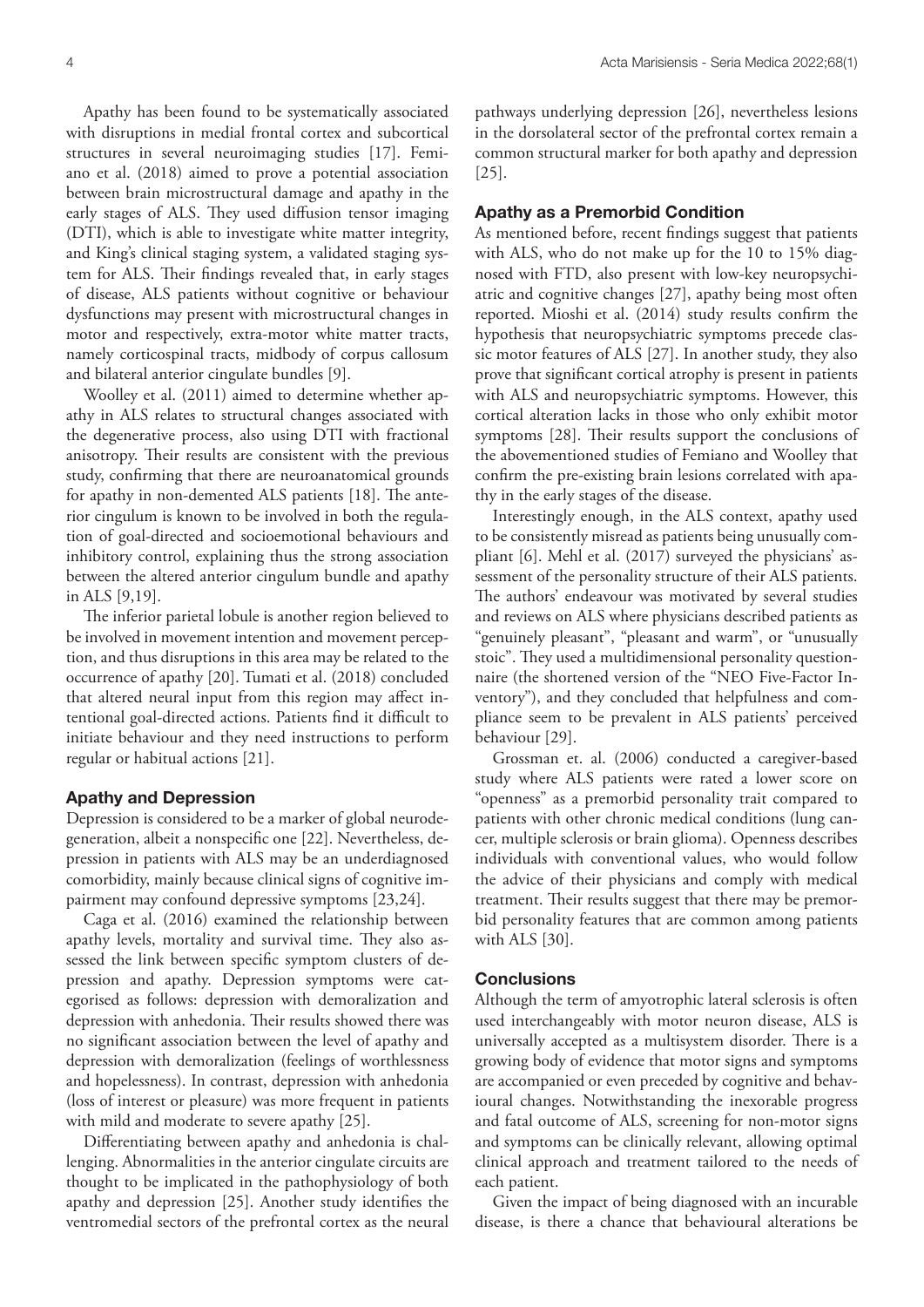Apathy has been found to be systematically associated with disruptions in medial frontal cortex and subcortical structures in several neuroimaging studies [17]. Femiano et al. (2018) aimed to prove a potential association between brain microstructural damage and apathy in the early stages of ALS. They used diffusion tensor imaging (DTI), which is able to investigate white matter integrity, and King's clinical staging system, a validated staging system for ALS. Their findings revealed that, in early stages of disease, ALS patients without cognitive or behaviour dysfunctions may present with microstructural changes in motor and respectively, extra-motor white matter tracts, namely corticospinal tracts, midbody of corpus callosum and bilateral anterior cingulate bundles [9].

Woolley et al. (2011) aimed to determine whether apathy in ALS relates to structural changes associated with the degenerative process, also using DTI with fractional anisotropy. Their results are consistent with the previous study, confirming that there are neuroanatomical grounds for apathy in non-demented ALS patients [18]. The anterior cingulum is known to be involved in both the regulation of goal-directed and socioemotional behaviours and inhibitory control, explaining thus the strong association between the altered anterior cingulum bundle and apathy in ALS [9,19].

The inferior parietal lobule is another region believed to be involved in movement intention and movement perception, and thus disruptions in this area may be related to the occurrence of apathy [20]. Tumati et al. (2018) concluded that altered neural input from this region may affect intentional goal-directed actions. Patients find it difficult to initiate behaviour and they need instructions to perform regular or habitual actions [21].

### Apathy and Depression

Depression is considered to be a marker of global neurodegeneration, albeit a nonspecific one [22]. Nevertheless, depression in patients with ALS may be an underdiagnosed comorbidity, mainly because clinical signs of cognitive impairment may confound depressive symptoms [23,24].

Caga et al. (2016) examined the relationship between apathy levels, mortality and survival time. They also assessed the link between specific symptom clusters of depression and apathy. Depression symptoms were categorised as follows: depression with demoralization and depression with anhedonia. Their results showed there was no significant association between the level of apathy and depression with demoralization (feelings of worthlessness and hopelessness). In contrast, depression with anhedonia (loss of interest or pleasure) was more frequent in patients with mild and moderate to severe apathy [25].

Differentiating between apathy and anhedonia is challenging. Abnormalities in the anterior cingulate circuits are thought to be implicated in the pathophysiology of both apathy and depression [25]. Another study identifies the ventromedial sectors of the prefrontal cortex as the neural pathways underlying depression [26], nevertheless lesions in the dorsolateral sector of the prefrontal cortex remain a common structural marker for both apathy and depression [25].

### Apathy as a Premorbid Condition

As mentioned before, recent findings suggest that patients with ALS, who do not make up for the 10 to 15% diagnosed with FTD, also present with low-key neuropsychiatric and cognitive changes [27], apathy being most often reported. Mioshi et al. (2014) study results confirm the hypothesis that neuropsychiatric symptoms precede classic motor features of ALS [27]. In another study, they also prove that significant cortical atrophy is present in patients with ALS and neuropsychiatric symptoms. However, this cortical alteration lacks in those who only exhibit motor symptoms [28]. Their results support the conclusions of the abovementioned studies of Femiano and Woolley that confirm the pre-existing brain lesions correlated with apathy in the early stages of the disease.

Interestingly enough, in the ALS context, apathy used to be consistently misread as patients being unusually compliant [6]. Mehl et al. (2017) surveyed the physicians' assessment of the personality structure of their ALS patients. The authors' endeavour was motivated by several studies and reviews on ALS where physicians described patients as "genuinely pleasant", "pleasant and warm", or "unusually stoic". They used a multidimensional personality questionnaire (the shortened version of the "NEO Five-Factor Inventory"), and they concluded that helpfulness and compliance seem to be prevalent in ALS patients' perceived behaviour [29].

Grossman et. al. (2006) conducted a caregiver-based study where ALS patients were rated a lower score on "openness" as a premorbid personality trait compared to patients with other chronic medical conditions (lung cancer, multiple sclerosis or brain glioma). Openness describes individuals with conventional values, who would follow the advice of their physicians and comply with medical treatment. Their results suggest that there may be premorbid personality features that are common among patients with ALS [30].

### Conclusions

Although the term of amyotrophic lateral sclerosis is often used interchangeably with motor neuron disease, ALS is universally accepted as a multisystem disorder. There is a growing body of evidence that motor signs and symptoms are accompanied or even preceded by cognitive and behavioural changes. Notwithstanding the inexorable progress and fatal outcome of ALS, screening for non-motor signs and symptoms can be clinically relevant, allowing optimal clinical approach and treatment tailored to the needs of each patient.

Given the impact of being diagnosed with an incurable disease, is there a chance that behavioural alterations be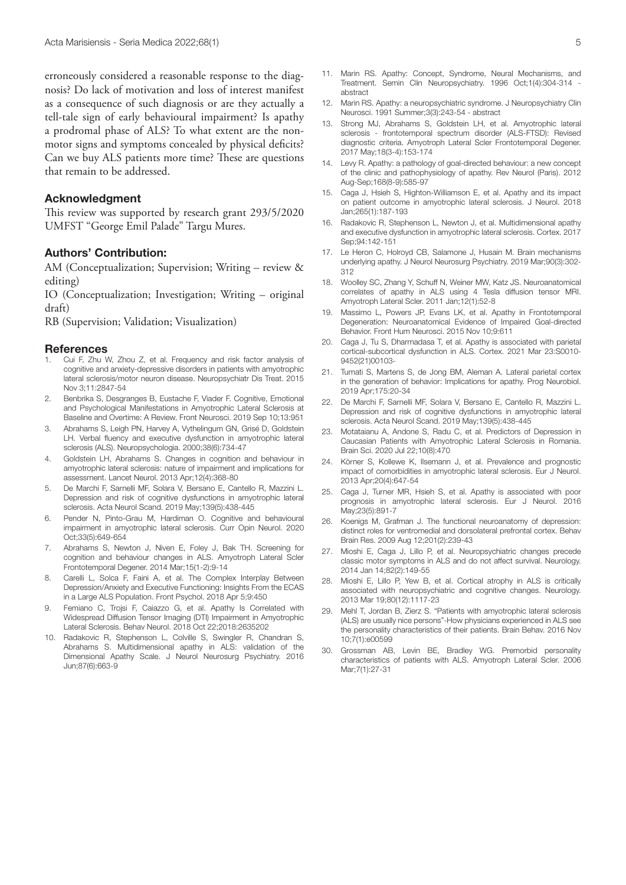erroneously considered a reasonable response to the diagnosis? Do lack of motivation and loss of interest manifest as a consequence of such diagnosis or are they actually a tell-tale sign of early behavioural impairment? Is apathy a prodromal phase of ALS? To what extent are the non-motor signs and symptoms concealed by physical deficits? Can we buy ALS patients more time? These are questions that remain to be addressed.

## Acknowledgment

This review was supported by research grant 293/5/2020 UMFST "George Emil Palade" Targu Mures.

## Authors' Contribution:

AM (Conceptualization; Supervision; Writing – review & editing)

IO (Conceptualization; Investigation; Writing – original draft)

RB (Supervision; Validation; Visualization)

## References

1. Cui F, Zhu W, Zhou Z, et al. Frequency and risk factor analysis of cognitive and anxiety-depressive disorders in patients with amyotrophic lateral sclerosis/motor neuron disease. Neuropsychiatr Dis Treat. 2015 Nov 3;11:2847-54
2. Benbrika S, Desgranges B, Eustache F, Viader F. Cognitive, Emotional and Psychological Manifestations in Amyotrophic Lateral Sclerosis at Baseline and Overtime: A Review. Front Neurosci. 2019 Sep 10;13:951
3. Abrahams S, Leigh PN, Harvey A, Vythelingum GN, Grisé D, Goldstein LH. Verbal fluency and executive dysfunction in amyotrophic lateral sclerosis (ALS). Neuropsychologia. 2000;38(6):734-47
4. Goldstein LH, Abrahams S. Changes in cognition and behaviour in amyotrophic lateral sclerosis: nature of impairment and implications for assessment. Lancet Neurol. 2013 Apr;12(4):368-80
5. De Marchi F, Sarnelli MF, Solara V, Bersano E, Cantello R, Mazzini L. Depression and risk of cognitive dysfunctions in amyotrophic lateral sclerosis. Acta Neurol Scand. 2019 May;139(5):438-445
6. Pender N, Pinto-Grau M, Hardiman O. Cognitive and behavioural impairment in amyotrophic lateral sclerosis. Curr Opin Neurol. 2020 Oct;33(5):649-654
7. Abrahams S, Newton J, Niven E, Foley J, Bak TH. Screening for cognition and behaviour changes in ALS. Amyotroph Lateral Scler Frontotemporal Degener. 2014 Mar;15(1-2):9-14
8. Carelli L, Solca F, Faini A, et al. The Complex Interplay Between Depression/Anxiety and Executive Functioning: Insights From the ECAS in a Large ALS Population. Front Psychol. 2018 Apr 5;9:450
9. Femiano C, Trojsi F, Caiazzo G, et al. Apathy Is Correlated with Widespread Diffusion Tensor Imaging (DTI) Impairment in Amyotrophic Lateral Sclerosis. Behav Neurol. 2018 Oct 22;2018:2635202
10. Radakovic R, Stephenson L, Colville S, Swingler R, Chandran S, Abrahams S. Multidimensional apathy in ALS: validation of the Dimensional Apathy Scale. J Neurol Neurosurg Psychiatry. 2016 Jun;87(6):663-9
11. Marin RS. Apathy: Concept, Syndrome, Neural Mechanisms, and Treatment. Semin Clin Neuropsychiatry. 1996 Oct;1(4):304-314 - abstract
12. Marin RS. Apathy: a neuropsychiatric syndrome. J Neuropsychiatry Clin Neurosci. 1991 Summer;3(3):243-54 - abstract
13. Strong MJ, Abrahams S, Goldstein LH, et al. Amyotrophic lateral sclerosis - frontotemporal spectrum disorder (ALS-FTSD): Revised diagnostic criteria. Amyotroph Lateral Scler Frontotemporal Degener. 2017 May;18(3-4):153-174
14. Levy R. Apathy: a pathology of goal-directed behaviour: a new concept of the clinic and pathophysiology of apathy. Rev Neurol (Paris). 2012 Aug-Sep;168(8-9):585-97
15. Caga J, Hsieh S, Highton-Williamson E, et al. Apathy and its impact on patient outcome in amyotrophic lateral sclerosis. J Neurol. 2018 Jan;265(1):187-193
16. Radakovic R, Stephenson L, Newton J, et al. Multidimensional apathy and executive dysfunction in amyotrophic lateral sclerosis. Cortex. 2017 Sep;94:142-151
17. Le Heron C, Holroyd CB, Salamone J, Husain M. Brain mechanisms underlying apathy. J Neurol Neurosurg Psychiatry. 2019 Mar;90(3):302-312
18. Woolley SC, Zhang Y, Schuff N, Weiner MW, Katz JS. Neuroanatomical correlates of apathy in ALS using 4 Tesla diffusion tensor MRI. Amyotroph Lateral Scler. 2011 Jan;12(1):52-8
19. Massimo L, Powers JP, Evans LK, et al. Apathy in Frontotemporal Degeneration: Neuroanatomical Evidence of Impaired Goal-directed Behavior. Front Hum Neurosci. 2015 Nov 10;9:611
20. Caga J, Tu S, Dharmadasa T, et al. Apathy is associated with parietal cortical-subcortical dysfunction in ALS. Cortex. 2021 Mar 23:S0010-9452(21)00103-
21. Tumati S, Martens S, de Jong BM, Aleman A. Lateral parietal cortex in the generation of behavior: Implications for apathy. Prog Neurobiol. 2019 Apr;175:20-34
22. De Marchi F, Sarnelli MF, Solara V, Bersano E, Cantello R, Mazzini L. Depression and risk of cognitive dysfunctions in amyotrophic lateral sclerosis. Acta Neurol Scand. 2019 May;139(5):438-445
23. Motataianu A, Andone S, Radu C, et al. Predictors of Depression in Caucasian Patients with Amyotrophic Lateral Sclerosis in Romania. Brain Sci. 2020 Jul 22;10(8):470
24. Körner S, Kollewe K, Ilsemann J, et al. Prevalence and prognostic impact of comorbidities in amyotrophic lateral sclerosis. Eur J Neurol. 2013 Apr;20(4):647-54
25. Caga J, Turner MR, Hsieh S, et al. Apathy is associated with poor prognosis in amyotrophic lateral sclerosis. Eur J Neurol. 2016 May;23(5):891-7
26. Koenigs M, Grafman J. The functional neuroanatomy of depression: distinct roles for ventromedial and dorsolateral prefrontal cortex. Behav Brain Res. 2009 Aug 12;201(2):239-43
27. Mioshi E, Caga J, Lillo P, et al. Neuropsychiatric changes precede classic motor symptoms in ALS and do not affect survival. Neurology. 2014 Jan 14;82(2):149-55
28. Mioshi E, Lillo P, Yew B, et al. Cortical atrophy in ALS is critically associated with neuropsychiatric and cognitive changes. Neurology. 2013 Mar 19;80(12):1117-23
29. Mehl T, Jordan B, Zierz S. "Patients with amyotrophic lateral sclerosis (ALS) are usually nice persons"-How physicians experienced in ALS see the personality characteristics of their patients. Brain Behav. 2016 Nov 10;7(1):e00599
30. Grossman AB, Levin BE, Bradley WG. Premorbid personality characteristics of patients with ALS. Amyotroph Lateral Scler. 2006 Mar;7(1):27-31